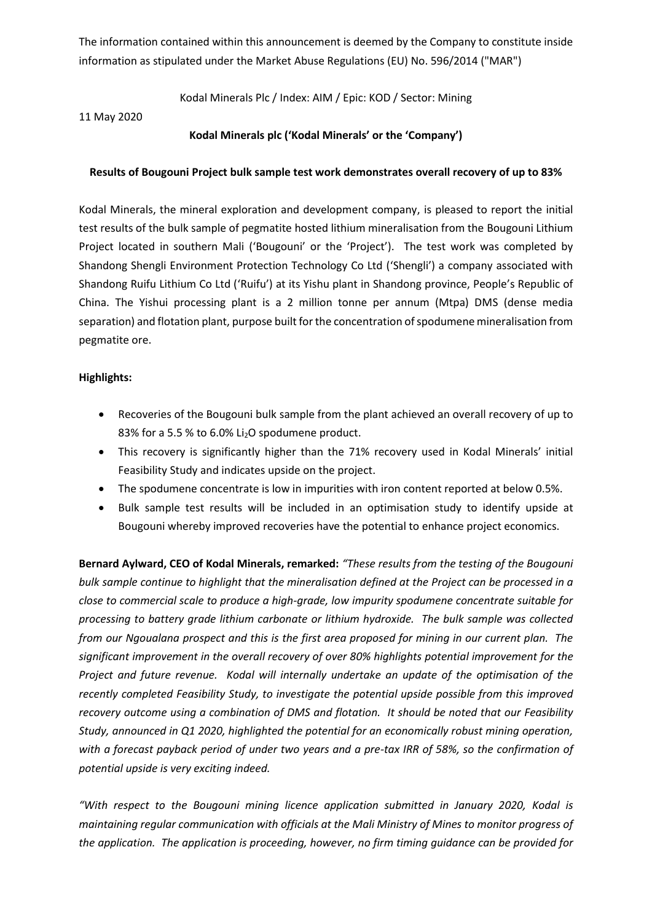The information contained within this announcement is deemed by the Company to constitute inside information as stipulated under the Market Abuse Regulations (EU) No. 596/2014 ("MAR")

Kodal Minerals Plc / Index: AIM / Epic: KOD / Sector: Mining

11 May 2020

**Kodal Minerals plc ('Kodal Minerals' or the 'Company')**

**Results of Bougouni Project bulk sample test work demonstrates overall recovery of up to 83%**

Kodal Minerals, the mineral exploration and development company, is pleased to report the initial test results of the bulk sample of pegmatite hosted lithium mineralisation from the Bougouni Lithium Project located in southern Mali ('Bougouni' or the 'Project'). The test work was completed by Shandong Shengli Environment Protection Technology Co Ltd ('Shengli') a company associated with Shandong Ruifu Lithium Co Ltd ('Ruifu') at its Yishu plant in Shandong province, People's Republic of China. The Yishui processing plant is a 2 million tonne per annum (Mtpa) DMS (dense media separation) and flotation plant, purpose built for the concentration of spodumene mineralisation from pegmatite ore.

**Highlights:**

- Recoveries of the Bougouni bulk sample from the plant achieved an overall recovery of up to 83% for a 5.5 % to 6.0% $Li_2O$ spodumene product.
- This recovery is significantly higher than the 71% recovery used in Kodal Minerals' initial Feasibility Study and indicates upside on the project.
- The spodumene concentrate is low in impurities with iron content reported at below 0.5%.
- Bulk sample test results will be included in an optimisation study to identify upside at Bougouni whereby improved recoveries have the potential to enhance project economics.

**Bernard Aylward, CEO of Kodal Minerals, remarked:** *"These results from the testing of the Bougouni bulk sample continue to highlight that the mineralisation defined at the Project can be processed in a close to commercial scale to produce a high-grade, low impurity spodumene concentrate suitable for processing to battery grade lithium carbonate or lithium hydroxide. The bulk sample was collected from our Ngoualana prospect and this is the first area proposed for mining in our current plan. The significant improvement in the overall recovery of over 80% highlights potential improvement for the Project and future revenue. Kodal will internally undertake an update of the optimisation of the recently completed Feasibility Study, to investigate the potential upside possible from this improved recovery outcome using a combination of DMS and flotation. It should be noted that our Feasibility Study, announced in Q1 2020, highlighted the potential for an economically robust mining operation, with a forecast payback period of under two years and a pre-tax IRR of 58%, so the confirmation of potential upside is very exciting indeed.*

*"With respect to the Bougouni mining licence application submitted in January 2020, Kodal is maintaining regular communication with officials at the Mali Ministry of Mines to monitor progress of the application. The application is proceeding, however, no firm timing guidance can be provided for*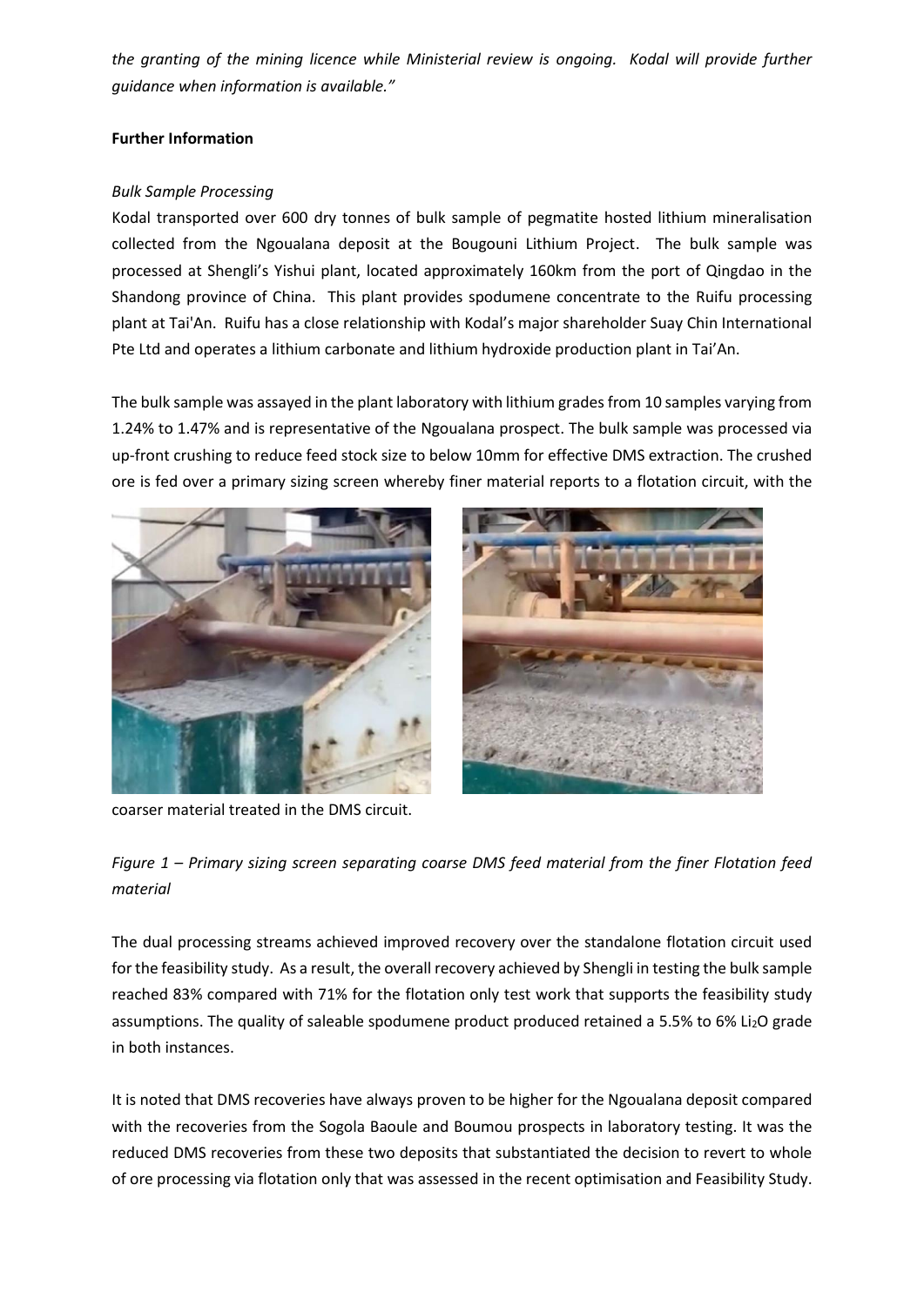*the granting of the mining licence while Ministerial review is ongoing. Kodal will provide further guidance when information is available."*

**Further Information**

*Bulk Sample Processing*

Kodal transported over 600 dry tonnes of bulk sample of pegmatite hosted lithium mineralisation collected from the Ngoualana deposit at the Bougouni Lithium Project. The bulk sample was processed at Shengli's Yishui plant, located approximately 160km from the port of Qingdao in the Shandong province of China. This plant provides spodumene concentrate to the Ruifu processing plant at Tai'An. Ruifu has a close relationship with Kodal's major shareholder Suay Chin International Pte Ltd and operates a lithium carbonate and lithium hydroxide production plant in Tai'An.

The bulk sample was assayed in the plant laboratory with lithium grades from 10 samples varying from 1.24% to 1.47% and is representative of the Ngoualana prospect. The bulk sample was processed via up-front crushing to reduce feed stock size to below 10mm for effective DMS extraction. The crushed ore is fed over a primary sizing screen whereby finer material reports to a flotation circuit, with the coarser material treated in the DMS circuit.

*Figure 1 – Primary sizing screen separating coarse DMS feed material from the finer Flotation feed material*

The dual processing streams achieved improved recovery over the standalone flotation circuit used for the feasibility study. As a result, the overall recovery achieved by Shengli in testing the bulk sample reached 83% compared with 71% for the flotation only test work that supports the feasibility study assumptions. The quality of saleable spodumene product produced retained a 5.5% to 6% $Li_2O$ grade in both instances.

It is noted that DMS recoveries have always proven to be higher for the Ngoualana deposit compared with the recoveries from the Sogola Baoule and Boumou prospects in laboratory testing. It was the reduced DMS recoveries from these two deposits that substantiated the decision to revert to whole of ore processing via flotation only that was assessed in the recent optimisation and Feasibility Study.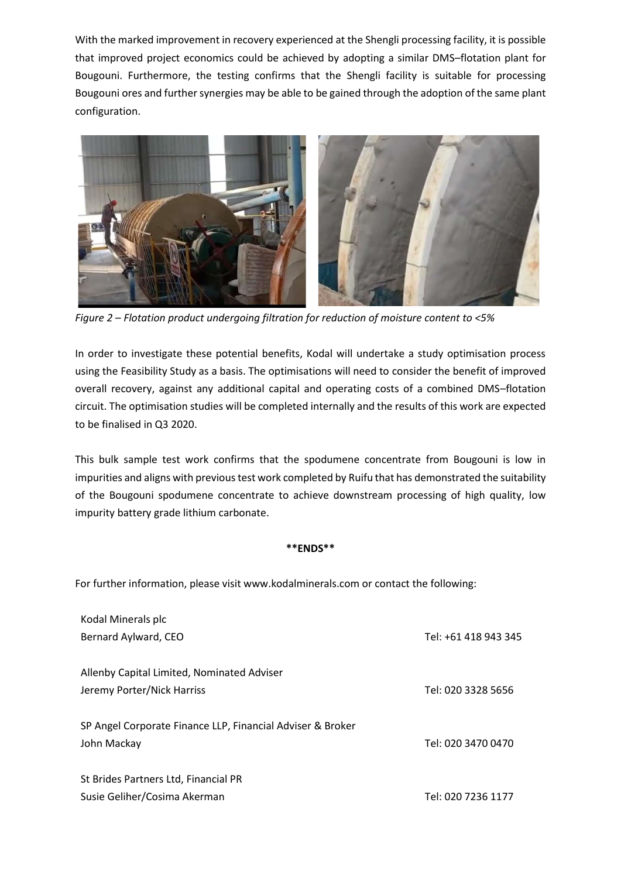With the marked improvement in recovery experienced at the Shengli processing facility, it is possible that improved project economics could be achieved by adopting a similar DMS–flotation plant for Bougouni. Furthermore, the testing confirms that the Shengli facility is suitable for processing Bougouni ores and further synergies may be able to be gained through the adoption of the same plant configuration.

*Figure 2 – Flotation product undergoing filtration for reduction of moisture content to <5%*

In order to investigate these potential benefits, Kodal will undertake a study optimisation process using the Feasibility Study as a basis. The optimisations will need to consider the benefit of improved overall recovery, against any additional capital and operating costs of a combined DMS–flotation circuit. The optimisation studies will be completed internally and the results of this work are expected to be finalised in Q3 2020.

This bulk sample test work confirms that the spodumene concentrate from Bougouni is low in impurities and aligns with previous test work completed by Ruifu that has demonstrated the suitability of the Bougouni spodumene concentrate to achieve downstream processing of high quality, low impurity battery grade lithium carbonate.

**ENDS**

For further information, please visit www.kodalminerals.com or contact the following:

| | |
|---|---|
| Kodal Minerals plc<br>Bernard Aylward, CEO | Tel: +61 418 943 345 |
| Allenby Capital Limited, Nominated Adviser<br>Jeremy Porter/Nick Harriss | Tel: 020 3328 5656 |
| SP Angel Corporate Finance LLP, Financial Adviser & Broker<br>John Mackay | Tel: 020 3470 0470 |
| St Brides Partners Ltd, Financial PR<br>Susie Geliher/Cosima Akerman | Tel: 020 7236 1177 |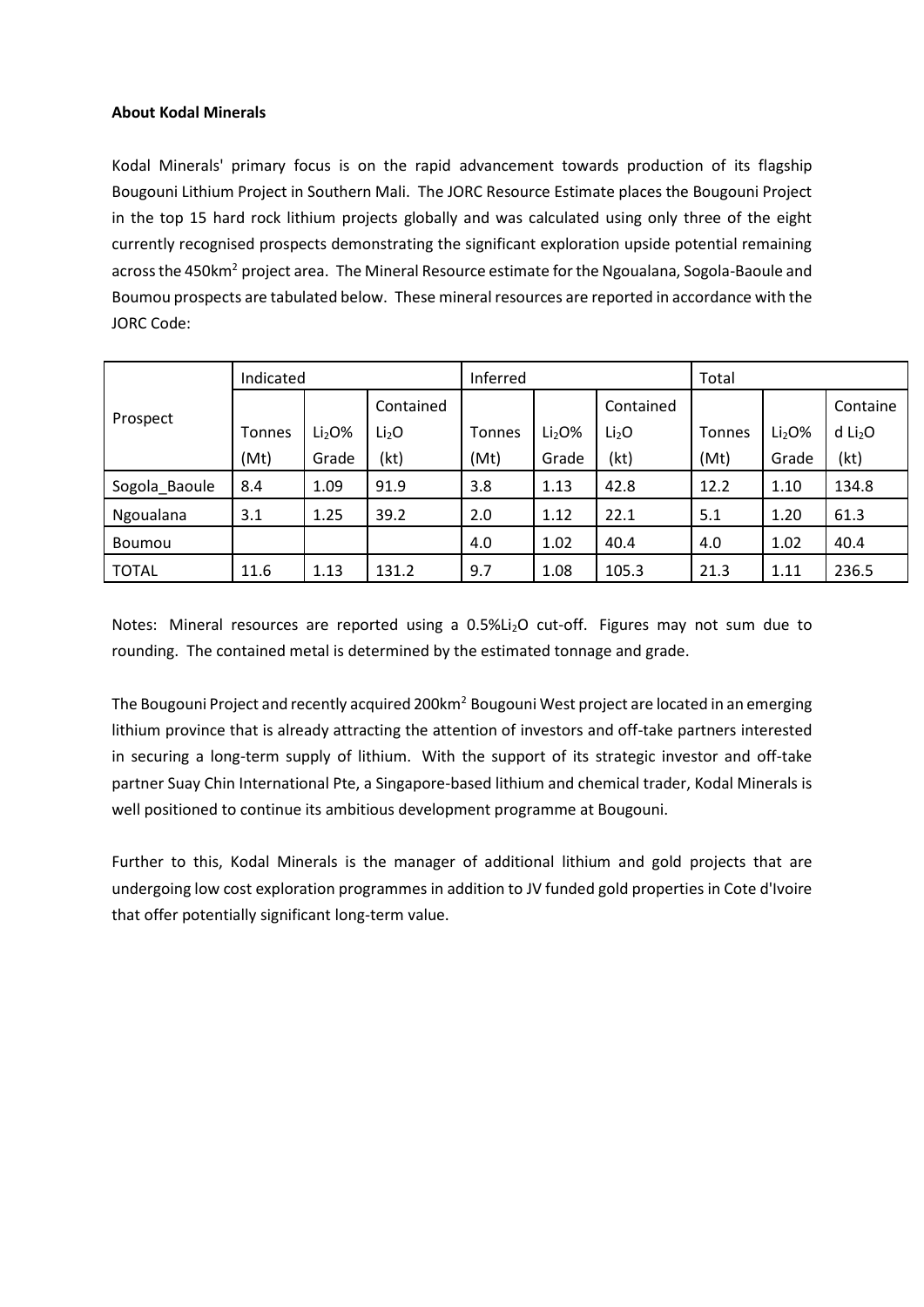**About Kodal Minerals**

Kodal Minerals' primary focus is on the rapid advancement towards production of its flagship Bougouni Lithium Project in Southern Mali. The JORC Resource Estimate places the Bougouni Project in the top 15 hard rock lithium projects globally and was calculated using only three of the eight currently recognised prospects demonstrating the significant exploration upside potential remaining across the 450km[2] project area. The Mineral Resource estimate for the Ngoualana, Sogola-Baoule and Boumou prospects are tabulated below. These mineral resources are reported in accordance with the JORC Code:

| Prospect | Indicated | | | Inferred | | | Total | | |
|---|---|---|---|---|---|---|---|---|---|
| | Tonnes (Mt) | $Li_2O$% Grade | Contained $Li_2O$ (kt) | Tonnes (Mt) | $Li_2O$% Grade | Contained $Li_2O$ (kt) | Tonnes (Mt) | $Li_2O$% Grade | Contained $Li_2O$ (kt) |
| Sogola_Baoule | 8.4 | 1.09 | 91.9 | 3.8 | 1.13 | 42.8 | 12.2 | 1.10 | 134.8 |
| Ngoualana | 3.1 | 1.25 | 39.2 | 2.0 | 1.12 | 22.1 | 5.1 | 1.20 | 61.3 |
| Boumou | | | | 4.0 | 1.02 | 40.4 | 4.0 | 1.02 | 40.4 |
| TOTAL | 11.6 | 1.13 | 131.2 | 9.7 | 1.08 | 105.3 | 21.3 | 1.11 | 236.5 |

Notes: Mineral resources are reported using a 0.5%$Li_2O$ cut-off. Figures may not sum due to rounding. The contained metal is determined by the estimated tonnage and grade.

The Bougouni Project and recently acquired 200km[2] Bougouni West project are located in an emerging lithium province that is already attracting the attention of investors and off-take partners interested in securing a long-term supply of lithium. With the support of its strategic investor and off-take partner Suay Chin International Pte, a Singapore-based lithium and chemical trader, Kodal Minerals is well positioned to continue its ambitious development programme at Bougouni.

Further to this, Kodal Minerals is the manager of additional lithium and gold projects that are undergoing low cost exploration programmes in addition to JV funded gold properties in Cote d'Ivoire that offer potentially significant long-term value.